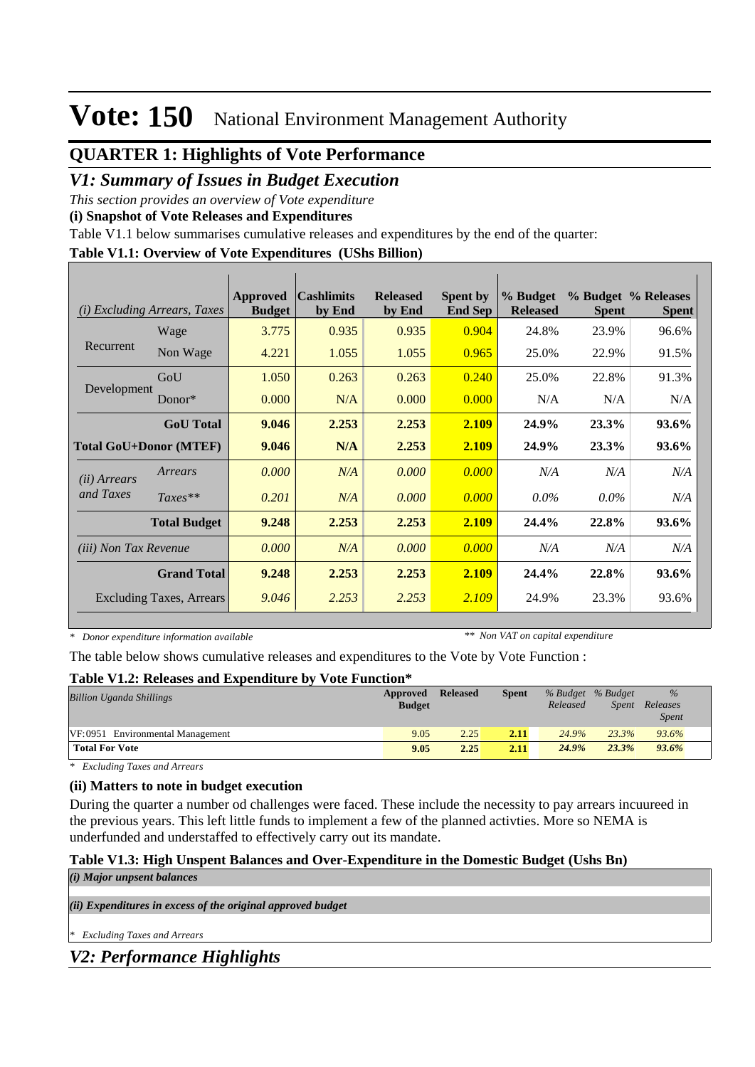# Vote: 150 National Environment Management Authority

## QUARTER 1: Highlights of Vote Performance

## *V1: Summary of Issues in Budget Execution*

*This section provides an overview of Vote expenditure*

**(i) Snapshot of Vote Releases and Expenditures**

Table V1.1 below summarises cumulative releases and expenditures by the end of the quarter:

**Table V1.1: Overview of Vote Expenditures (UShs Billion)**

| *(i) Excluding Arrears, Taxes* | | Approved Budget | Cashlimits by End | Released by End | Spent by End Sep | % Budget Released | % Budget Spent | % Releases Spent |
|---|---|---|---|---|---|---|---|---|
| Recurrent | Wage | 3.775 | 0.935 | 0.935 | 0.904 | 24.8% | 23.9% | 96.6% |
| | Non Wage | 4.221 | 1.055 | 1.055 | 0.965 | 25.0% | 22.9% | 91.5% |
| Development | GoU | 1.050 | 0.263 | 0.263 | 0.240 | 25.0% | 22.8% | 91.3% |
| | Donor* | 0.000 | N/A | 0.000 | 0.000 | N/A | N/A | N/A |
| | **GoU Total** | **9.046** | **2.253** | **2.253** | **2.109** | **24.9%** | **23.3%** | **93.6%** |
| **Total GoU+Donor (MTEF)** | | **9.046** | **N/A** | **2.253** | **2.109** | **24.9%** | **23.3%** | **93.6%** |
| *(ii) Arrears and Taxes* | *Arrears* | *0.000* | *N/A* | *0.000* | *0.000* | *N/A* | *N/A* | *N/A* |
| | *Taxes*** | *0.201* | *N/A* | *0.000* | *0.000* | *0.0%* | *0.0%* | *N/A* |
| | **Total Budget** | **9.248** | **2.253** | **2.253** | **2.109** | **24.4%** | **22.8%** | **93.6%** |
| *(iii) Non Tax Revenue* | | *0.000* | *N/A* | *0.000* | *0.000* | *N/A* | *N/A* | *N/A* |
| | **Grand Total** | **9.248** | **2.253** | **2.253** | **2.109** | **24.4%** | **22.8%** | **93.6%** |
| | Excluding Taxes, Arrears | *9.046* | *2.253* | *2.253* | *2.109* | 24.9% | 23.3% | 93.6% |

*\* Donor expenditure information available* *\*\* Non VAT on capital expenditure*

The table below shows cumulative releases and expenditures to the Vote by Vote Function :

**Table V1.2: Releases and Expenditure by Vote Function\***

| *Billion Uganda Shillings* | Approved Budget | Released | Spent | *% Budget Released* | *% Budget Spent* | *% Releases Spent* |
|---|---|---|---|---|---|---|
| VF:0951 Environmental Management | 9.05 | 2.25 | **2.11** | *24.9%* | *23.3%* | *93.6%* |
| **Total For Vote** | **9.05** | **2.25** | **2.11** | ***24.9%*** | ***23.3%*** | ***93.6%*** |

*\* Excluding Taxes and Arrears*

**(ii) Matters to note in budget execution**

During the quarter a number od challenges were faced. These include the necessity to pay arrears incuureed in the previous years. This left little funds to implement a few of the planned activties. More so NEMA is underfunded and understaffed to effectively carry out its mandate.

**Table V1.3: High Unspent Balances and Over-Expenditure in the Domestic Budget (Ushs Bn)**

***(i) Major unpsent balances***

***(ii) Expenditures in excess of the original approved budget***

*\* Excluding Taxes and Arrears*

## *V2: Performance Highlights*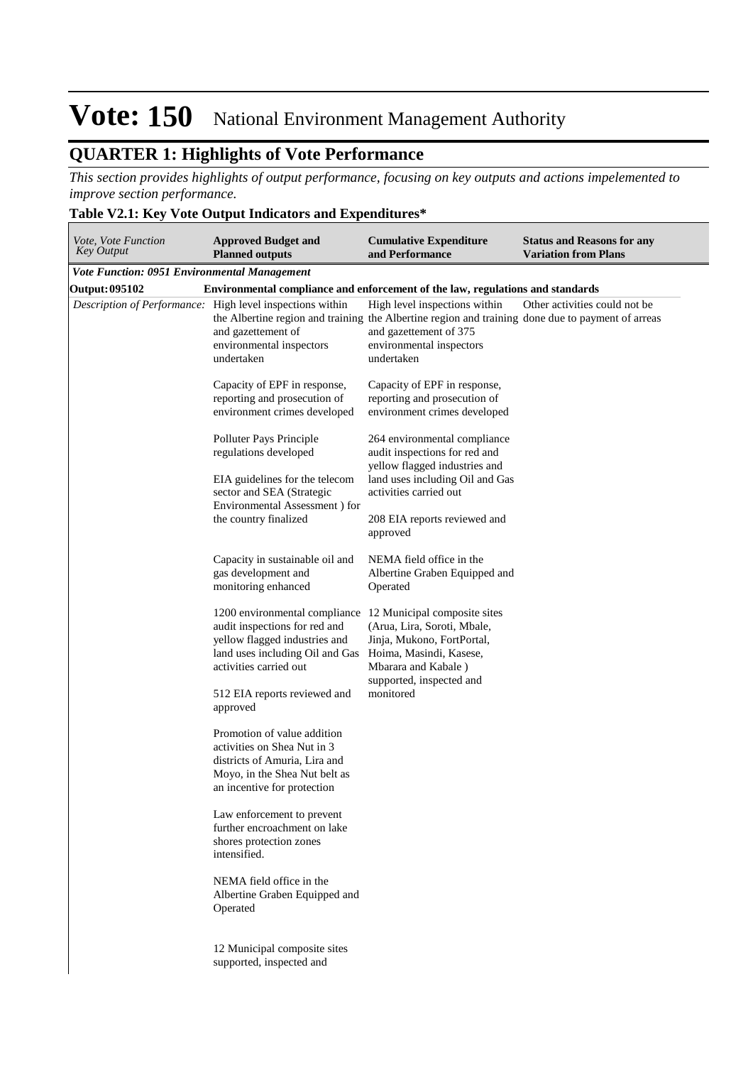# Vote: 150 National Environment Management Authority

## QUARTER 1: Highlights of Vote Performance

*This section provides highlights of output performance, focusing on key outputs and actions impelemented to improve section performance.*

**Table V2.1: Key Vote Output Indicators and Expenditures***

| *Vote, Vote Function Key Output* | **Approved Budget and Planned outputs** | **Cumulative Expenditure and Performance** | **Status and Reasons for any Variation from Plans** |
|---|---|---|---|
| ***Vote Function: 0951 Environmental Management*** | | | |
| **Output: 095102** | **Environmental compliance and enforcement of the law, regulations and standards** | | |
| *Description of Performance:* | High level inspections within the Albertine region and training and gazettement of environmental inspectors undertaken<br><br>Capacity of EPF in response, reporting and prosecution of environment crimes developed<br><br>Polluter Pays Principle regulations developed<br><br>EIA guidelines for the telecom sector and SEA (Strategic Environmental Assessment ) for the country finalized<br><br>Capacity in sustainable oil and gas development and monitoring enhanced<br><br>1200 environmental compliance audit inspections for red and yellow flagged industries and land uses including Oil and Gas activities carried out<br><br>512 EIA reports reviewed and approved<br><br>Promotion of value addition activities on Shea Nut in 3 districts of Amuria, Lira and Moyo, in the Shea Nut belt as an incentive for protection<br><br>Law enforcement to prevent further encroachment on lake shores protection zones intensified.<br><br>NEMA field office in the Albertine Graben Equipped and Operated<br><br>12 Municipal composite sites supported, inspected and | High level inspections within the Albertine region and training and gazettement of 375 environmental inspectors undertaken<br><br>Capacity of EPF in response, reporting and prosecution of environment crimes developed<br><br>264 environmental compliance audit inspections for red and yellow flagged industries and land uses including Oil and Gas activities carried out<br><br>208 EIA reports reviewed and approved<br><br>NEMA field office in the Albertine Graben Equipped and Operated<br><br>12 Municipal composite sites (Arua, Lira, Soroti, Mbale, Jinja, Mukono, FortPortal, Hoima, Masindi, Kasese, Mbarara and Kabale ) supported, inspected and monitored | Other activities could not be done due to payment of arreas |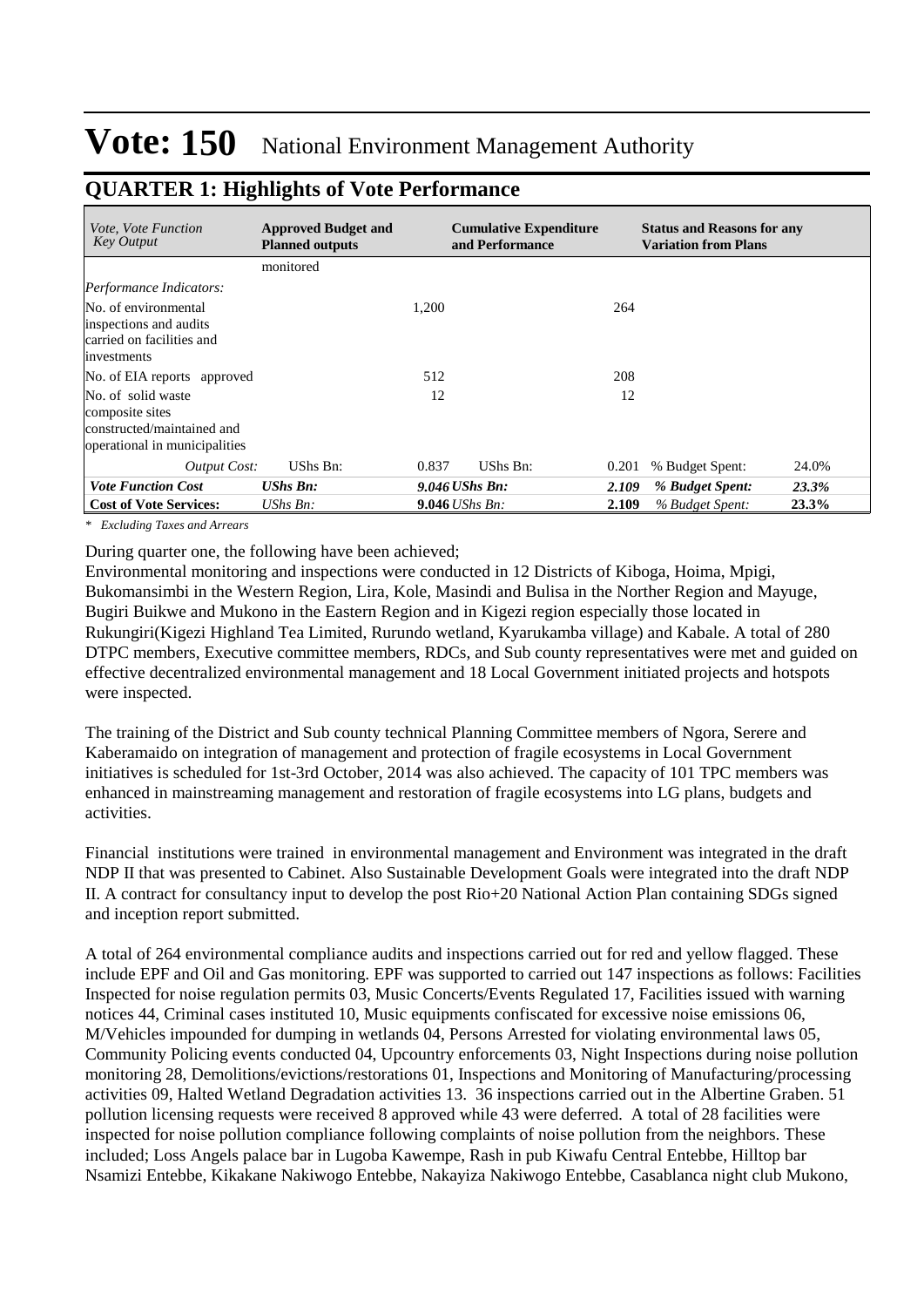# Vote: 150 National Environment Management Authority

## QUARTER 1: Highlights of Vote Performance

| *Vote, Vote Function Key Output* | **Approved Budget and Planned outputs** | | **Cumulative Expenditure and Performance** | | **Status and Reasons for any Variation from Plans** | |
|---|---|---|---|---|---|---|
| | monitored | | | | | |
| *Performance Indicators:* | | | | | | |
| No. of environmental inspections and audits carried on facilities and investments | | 1,200 | | 264 | | |
| No. of EIA reports approved | | 512 | | 208 | | |
| No. of solid waste composite sites constructed/maintained and operational in municipalities | | 12 | | 12 | | |
| *Output Cost:* | UShs Bn: | 0.837 | UShs Bn: | 0.201 | % Budget Spent: | 24.0% |
| ***Vote Function Cost*** | ***UShs Bn:*** | ***9.046*** | ***UShs Bn:*** | ***2.109*** | ***% Budget Spent:*** | ***23.3%*** |
| **Cost of Vote Services:** | *UShs Bn:* | **9.046** | *UShs Bn:* | **2.109** | *% Budget Spent:* | **23.3%** |

\* *Excluding Taxes and Arrears*

During quarter one, the following have been achieved;
Environmental monitoring and inspections were conducted in 12 Districts of Kiboga, Hoima, Mpigi, Bukomansimbi in the Western Region, Lira, Kole, Masindi and Bulisa in the Norther Region and Mayuge, Bugiri Buikwe and Mukono in the Eastern Region and in Kigezi region especially those located in Rukungiri(Kigezi Highland Tea Limited, Rurundo wetland, Kyarukamba village) and Kabale. A total of 280 DTPC members, Executive committee members, RDCs, and Sub county representatives were met and guided on effective decentralized environmental management and 18 Local Government initiated projects and hotspots were inspected.

The training of the District and Sub county technical Planning Committee members of Ngora, Serere and Kaberamaido on integration of management and protection of fragile ecosystems in Local Government initiatives is scheduled for 1st-3rd October, 2014 was also achieved. The capacity of 101 TPC members was enhanced in mainstreaming management and restoration of fragile ecosystems into LG plans, budgets and activities.

Financial institutions were trained in environmental management and Environment was integrated in the draft NDP II that was presented to Cabinet. Also Sustainable Development Goals were integrated into the draft NDP II. A contract for consultancy input to develop the post Rio+20 National Action Plan containing SDGs signed and inception report submitted.

A total of 264 environmental compliance audits and inspections carried out for red and yellow flagged. These include EPF and Oil and Gas monitoring. EPF was supported to carried out 147 inspections as follows: Facilities Inspected for noise regulation permits 03, Music Concerts/Events Regulated 17, Facilities issued with warning notices 44, Criminal cases instituted 10, Music equipments confiscated for excessive noise emissions 06, M/Vehicles impounded for dumping in wetlands 04, Persons Arrested for violating environmental laws 05, Community Policing events conducted 04, Upcountry enforcements 03, Night Inspections during noise pollution monitoring 28, Demolitions/evictions/restorations 01, Inspections and Monitoring of Manufacturing/processing activities 09, Halted Wetland Degradation activities 13. 36 inspections carried out in the Albertine Graben. 51 pollution licensing requests were received 8 approved while 43 were deferred. A total of 28 facilities were inspected for noise pollution compliance following complaints of noise pollution from the neighbors. These included; Loss Angels palace bar in Lugoba Kawempe, Rash in pub Kiwafu Central Entebbe, Hilltop bar Nsamizi Entebbe, Kikakane Nakiwogo Entebbe, Nakayiza Nakiwogo Entebbe, Casablanca night club Mukono,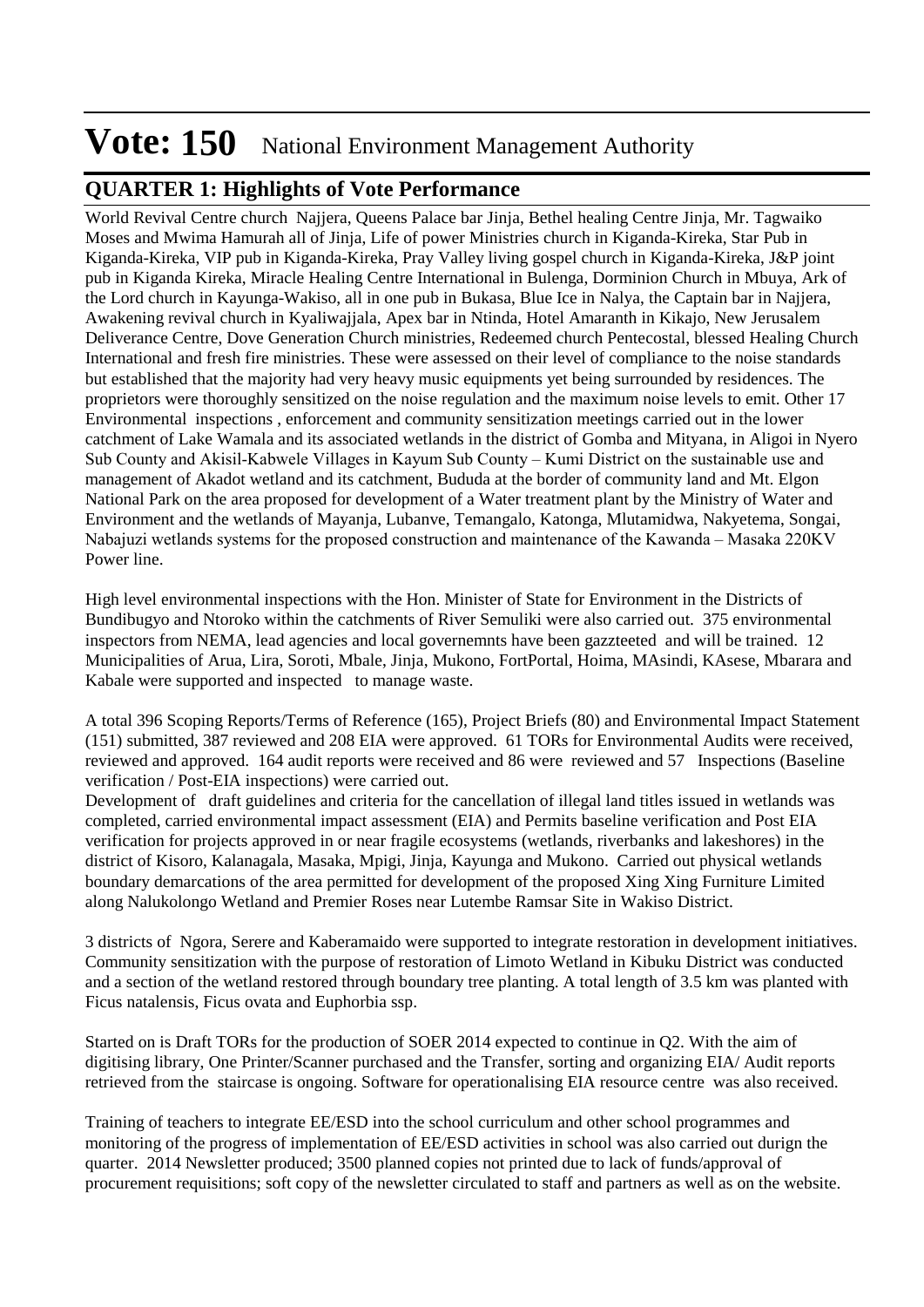# Vote: 150 National Environment Management Authority

## QUARTER 1: Highlights of Vote Performance

World Revival Centre church Najjera, Queens Palace bar Jinja, Bethel healing Centre Jinja, Mr. Tagwaiko Moses and Mwima Hamurah all of Jinja, Life of power Ministries church in Kiganda-Kireka, Star Pub in Kiganda-Kireka, VIP pub in Kiganda-Kireka, Pray Valley living gospel church in Kiganda-Kireka, J&P joint pub in Kiganda Kireka, Miracle Healing Centre International in Bulenga, Dorminion Church in Mbuya, Ark of the Lord church in Kayunga-Wakiso, all in one pub in Bukasa, Blue Ice in Nalya, the Captain bar in Najjera, Awakening revival church in Kyaliwajjala, Apex bar in Ntinda, Hotel Amaranth in Kikajo, New Jerusalem Deliverance Centre, Dove Generation Church ministries, Redeemed church Pentecostal, blessed Healing Church International and fresh fire ministries. These were assessed on their level of compliance to the noise standards but established that the majority had very heavy music equipments yet being surrounded by residences. The proprietors were thoroughly sensitized on the noise regulation and the maximum noise levels to emit. Other 17 Environmental inspections , enforcement and community sensitization meetings carried out in the lower catchment of Lake Wamala and its associated wetlands in the district of Gomba and Mityana, in Aligoi in Nyero Sub County and Akisil-Kabwele Villages in Kayum Sub County – Kumi District on the sustainable use and management of Akadot wetland and its catchment, Bududa at the border of community land and Mt. Elgon National Park on the area proposed for development of a Water treatment plant by the Ministry of Water and Environment and the wetlands of Mayanja, Lubanve, Temangalo, Katonga, Mlutamidwa, Nakyetema, Songai, Nabajuzi wetlands systems for the proposed construction and maintenance of the Kawanda – Masaka 220KV Power line.

High level environmental inspections with the Hon. Minister of State for Environment in the Districts of Bundibugyo and Ntoroko within the catchments of River Semuliki were also carried out. 375 environmental inspectors from NEMA, lead agencies and local governemnts have been gazzteeted and will be trained. 12 Municipalities of Arua, Lira, Soroti, Mbale, Jinja, Mukono, FortPortal, Hoima, MAsindi, KAsese, Mbarara and Kabale were supported and inspected to manage waste.

A total 396 Scoping Reports/Terms of Reference (165), Project Briefs (80) and Environmental Impact Statement (151) submitted, 387 reviewed and 208 EIA were approved. 61 TORs for Environmental Audits were received, reviewed and approved. 164 audit reports were received and 86 were reviewed and 57 Inspections (Baseline verification / Post-EIA inspections) were carried out.
Development of draft guidelines and criteria for the cancellation of illegal land titles issued in wetlands was completed, carried environmental impact assessment (EIA) and Permits baseline verification and Post EIA verification for projects approved in or near fragile ecosystems (wetlands, riverbanks and lakeshores) in the district of Kisoro, Kalanagala, Masaka, Mpigi, Jinja, Kayunga and Mukono. Carried out physical wetlands boundary demarcations of the area permitted for development of the proposed Xing Xing Furniture Limited along Nalukolongo Wetland and Premier Roses near Lutembe Ramsar Site in Wakiso District.

3 districts of Ngora, Serere and Kaberamaido were supported to integrate restoration in development initiatives. Community sensitization with the purpose of restoration of Limoto Wetland in Kibuku District was conducted and a section of the wetland restored through boundary tree planting. A total length of 3.5 km was planted with Ficus natalensis, Ficus ovata and Euphorbia ssp.

Started on is Draft TORs for the production of SOER 2014 expected to continue in Q2. With the aim of digitising library, One Printer/Scanner purchased and the Transfer, sorting and organizing EIA/ Audit reports retrieved from the staircase is ongoing. Software for operationalising EIA resource centre was also received.

Training of teachers to integrate EE/ESD into the school curriculum and other school programmes and monitoring of the progress of implementation of EE/ESD activities in school was also carried out durign the quarter. 2014 Newsletter produced; 3500 planned copies not printed due to lack of funds/approval of procurement requisitions; soft copy of the newsletter circulated to staff and partners as well as on the website.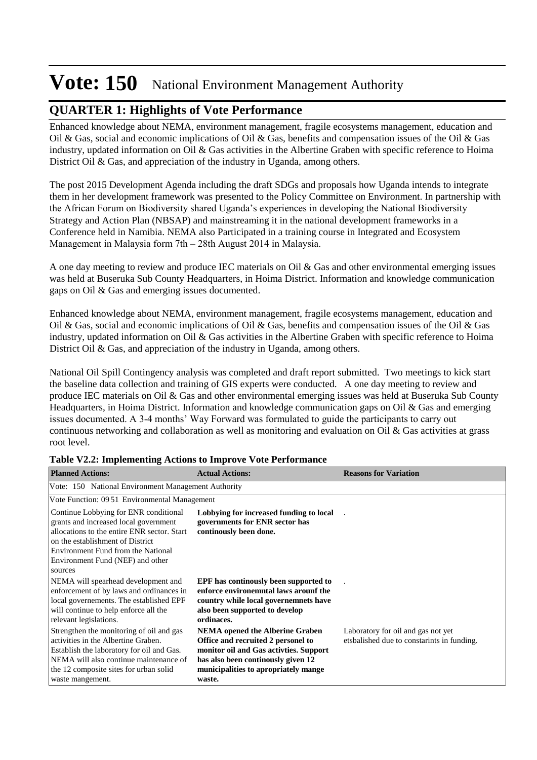# Vote: 150 National Environment Management Authority

## QUARTER 1: Highlights of Vote Performance

Enhanced knowledge about NEMA, environment management, fragile ecosystems management, education and Oil & Gas, social and economic implications of Oil & Gas, benefits and compensation issues of the Oil & Gas industry, updated information on Oil & Gas activities in the Albertine Graben with specific reference to Hoima District Oil & Gas, and appreciation of the industry in Uganda, among others.

The post 2015 Development Agenda including the draft SDGs and proposals how Uganda intends to integrate them in her development framework was presented to the Policy Committee on Environment. In partnership with the African Forum on Biodiversity shared Uganda's experiences in developing the National Biodiversity Strategy and Action Plan (NBSAP) and mainstreaming it in the national development frameworks in a Conference held in Namibia. NEMA also Participated in a training course in Integrated and Ecosystem Management in Malaysia form 7th – 28th August 2014 in Malaysia.

A one day meeting to review and produce IEC materials on Oil & Gas and other environmental emerging issues was held at Buseruka Sub County Headquarters, in Hoima District. Information and knowledge communication gaps on Oil & Gas and emerging issues documented.

Enhanced knowledge about NEMA, environment management, fragile ecosystems management, education and Oil & Gas, social and economic implications of Oil & Gas, benefits and compensation issues of the Oil & Gas industry, updated information on Oil & Gas activities in the Albertine Graben with specific reference to Hoima District Oil & Gas, and appreciation of the industry in Uganda, among others.

National Oil Spill Contingency analysis was completed and draft report submitted. Two meetings to kick start the baseline data collection and training of GIS experts were conducted. A one day meeting to review and produce IEC materials on Oil & Gas and other environmental emerging issues was held at Buseruka Sub County Headquarters, in Hoima District. Information and knowledge communication gaps on Oil & Gas and emerging issues documented. A 3-4 months' Way Forward was formulated to guide the participants to carry out continuous networking and collaboration as well as monitoring and evaluation on Oil & Gas activities at grass root level.

**Table V2.2: Implementing Actions to Improve Vote Performance**

| Planned Actions: | Actual Actions: | Reasons for Variation |
|---|---|---|
| Vote: 150 National Environment Management Authority | | |
| Vote Function: 09 51 Environmental Management | | |
| Continue Lobbying for ENR conditional grants and increased local government allocations to the entire ENR sector. Start on the establishment of District Environment Fund from the National Environment Fund (NEF) and other sources | **Lobbying for increased funding to local governments for ENR sector has continously been done.** | . |
| NEMA will spearhead development and enforcement of by laws and ordinances in local governements. The established EPF will continue to help enforce all the relevant legislations. | **EPF has continously been supported to enforce environemntal laws arounf the country while local governemnets have also been supported to develop ordinaces.** | . |
| Strengthen the monitoring of oil and gas activities in the Albertine Graben. Establish the laboratory for oil and Gas. NEMA will also continue maintenance of the 12 composite sites for urban solid waste mangement. | **NEMA opened the Alberine Graben Office and recruited 2 personel to monitor oil and Gas activties. Support has also been continously given 12 municipalities to apropriately mange waste.** | Laboratory for oil and gas not yet etsbalished due to constarints in funding. |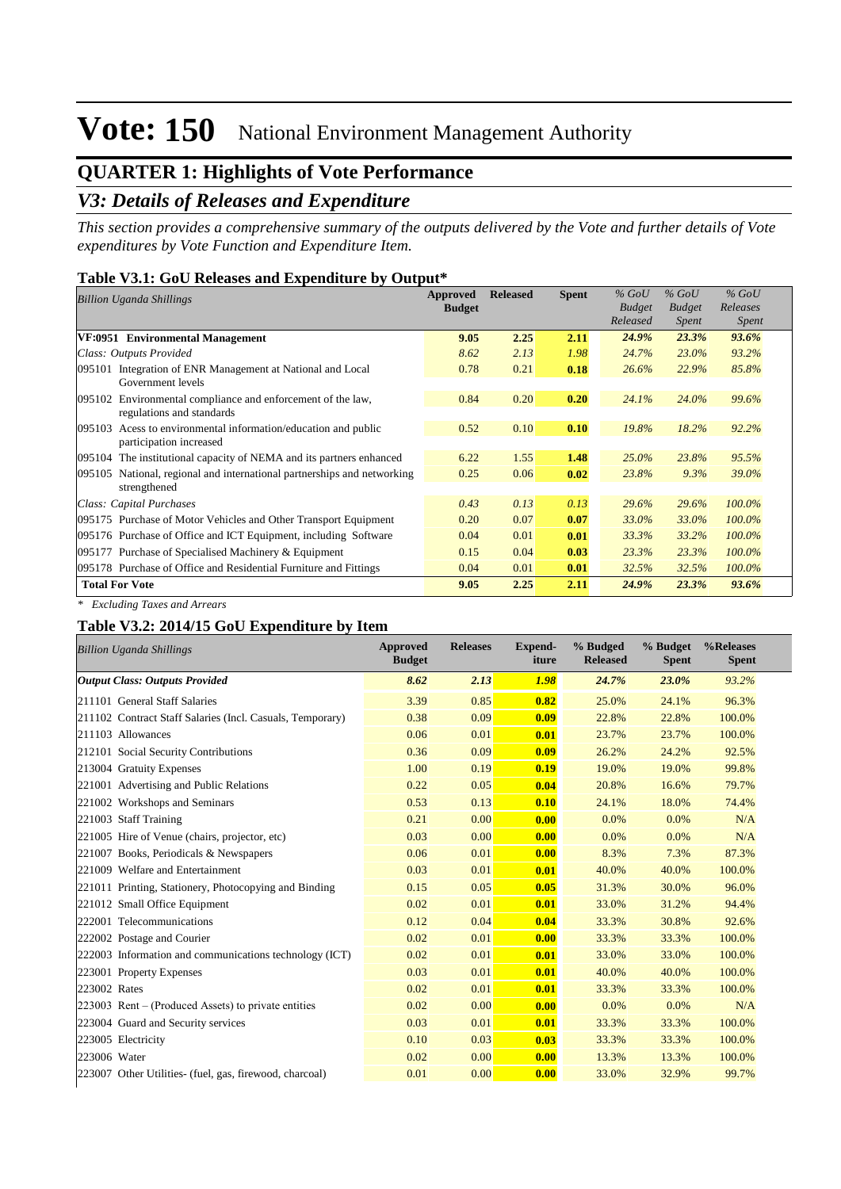# Vote: 150 National Environment Management Authority

## QUARTER 1: Highlights of Vote Performance

## *V3: Details of Releases and Expenditure*

*This section provides a comprehensive summary of the outputs delivered by the Vote and further details of Vote expenditures by Vote Function and Expenditure Item.*

### Table V3.1: GoU Releases and Expenditure by Output*

| *Billion Uganda Shillings* | Approved Budget | Released | Spent | *% GoU Budget Released* | *% GoU Budget Spent* | *% GoU Releases Spent* |
|---|---|---|---|---|---|---|
| **VF:0951 Environmental Management** | **9.05** | **2.25** | **2.11** | ***24.9%*** | ***23.3%*** | ***93.6%*** |
| *Class: Outputs Provided* | *8.62* | *2.13* | *1.98* | *24.7%* | *23.0%* | *93.2%* |
| 095101 Integration of ENR Management at National and Local Government levels | 0.78 | 0.21 | **0.18** | *26.6%* | *22.9%* | *85.8%* |
| 095102 Environmental compliance and enforcement of the law, regulations and standards | 0.84 | 0.20 | **0.20** | *24.1%* | *24.0%* | *99.6%* |
| 095103 Acess to environmental information/education and public participation increased | 0.52 | 0.10 | **0.10** | *19.8%* | *18.2%* | *92.2%* |
| 095104 The institutional capacity of NEMA and its partners enhanced | 6.22 | 1.55 | **1.48** | *25.0%* | *23.8%* | *95.5%* |
| 095105 National, regional and international partnerships and networking strengthened | 0.25 | 0.06 | **0.02** | *23.8%* | *9.3%* | *39.0%* |
| *Class: Capital Purchases* | *0.43* | *0.13* | *0.13* | *29.6%* | *29.6%* | *100.0%* |
| 095175 Purchase of Motor Vehicles and Other Transport Equipment | 0.20 | 0.07 | **0.07** | *33.0%* | *33.0%* | *100.0%* |
| 095176 Purchase of Office and ICT Equipment, including Software | 0.04 | 0.01 | **0.01** | *33.3%* | *33.2%* | *100.0%* |
| 095177 Purchase of Specialised Machinery & Equipment | 0.15 | 0.04 | **0.03** | *23.3%* | *23.3%* | *100.0%* |
| 095178 Purchase of Office and Residential Furniture and Fittings | 0.04 | 0.01 | **0.01** | *32.5%* | *32.5%* | *100.0%* |
| **Total For Vote** | **9.05** | **2.25** | **2.11** | ***24.9%*** | ***23.3%*** | ***93.6%*** |

*\* Excluding Taxes and Arrears*

### Table V3.2: 2014/15 GoU Expenditure by Item

| *Billion Uganda Shillings* | Approved Budget | Releases | Expend-iture | % Budged Released | % Budget Spent | %Releases Spent |
|---|---|---|---|---|---|---|
| ***Output Class: Outputs Provided*** | ***8.62*** | ***2.13*** | ***1.98*** | ***24.7%*** | ***23.0%*** | *93.2%* |
| 211101 General Staff Salaries | 3.39 | 0.85 | **0.82** | 25.0% | 24.1% | 96.3% |
| 211102 Contract Staff Salaries (Incl. Casuals, Temporary) | 0.38 | 0.09 | **0.09** | 22.8% | 22.8% | 100.0% |
| 211103 Allowances | 0.06 | 0.01 | **0.01** | 23.7% | 23.7% | 100.0% |
| 212101 Social Security Contributions | 0.36 | 0.09 | **0.09** | 26.2% | 24.2% | 92.5% |
| 213004 Gratuity Expenses | 1.00 | 0.19 | **0.19** | 19.0% | 19.0% | 99.8% |
| 221001 Advertising and Public Relations | 0.22 | 0.05 | **0.04** | 20.8% | 16.6% | 79.7% |
| 221002 Workshops and Seminars | 0.53 | 0.13 | **0.10** | 24.1% | 18.0% | 74.4% |
| 221003 Staff Training | 0.21 | 0.00 | **0.00** | 0.0% | 0.0% | N/A |
| 221005 Hire of Venue (chairs, projector, etc) | 0.03 | 0.00 | **0.00** | 0.0% | 0.0% | N/A |
| 221007 Books, Periodicals & Newspapers | 0.06 | 0.01 | **0.00** | 8.3% | 7.3% | 87.3% |
| 221009 Welfare and Entertainment | 0.03 | 0.01 | **0.01** | 40.0% | 40.0% | 100.0% |
| 221011 Printing, Stationery, Photocopying and Binding | 0.15 | 0.05 | **0.05** | 31.3% | 30.0% | 96.0% |
| 221012 Small Office Equipment | 0.02 | 0.01 | **0.01** | 33.0% | 31.2% | 94.4% |
| 222001 Telecommunications | 0.12 | 0.04 | **0.04** | 33.3% | 30.8% | 92.6% |
| 222002 Postage and Courier | 0.02 | 0.01 | **0.00** | 33.3% | 33.3% | 100.0% |
| 222003 Information and communications technology (ICT) | 0.02 | 0.01 | **0.01** | 33.0% | 33.0% | 100.0% |
| 223001 Property Expenses | 0.03 | 0.01 | **0.01** | 40.0% | 40.0% | 100.0% |
| 223002 Rates | 0.02 | 0.01 | **0.01** | 33.3% | 33.3% | 100.0% |
| 223003 Rent – (Produced Assets) to private entities | 0.02 | 0.00 | **0.00** | 0.0% | 0.0% | N/A |
| 223004 Guard and Security services | 0.03 | 0.01 | **0.01** | 33.3% | 33.3% | 100.0% |
| 223005 Electricity | 0.10 | 0.03 | **0.03** | 33.3% | 33.3% | 100.0% |
| 223006 Water | 0.02 | 0.00 | **0.00** | 13.3% | 13.3% | 100.0% |
| 223007 Other Utilities- (fuel, gas, firewood, charcoal) | 0.01 | 0.00 | **0.00** | 33.0% | 32.9% | 99.7% |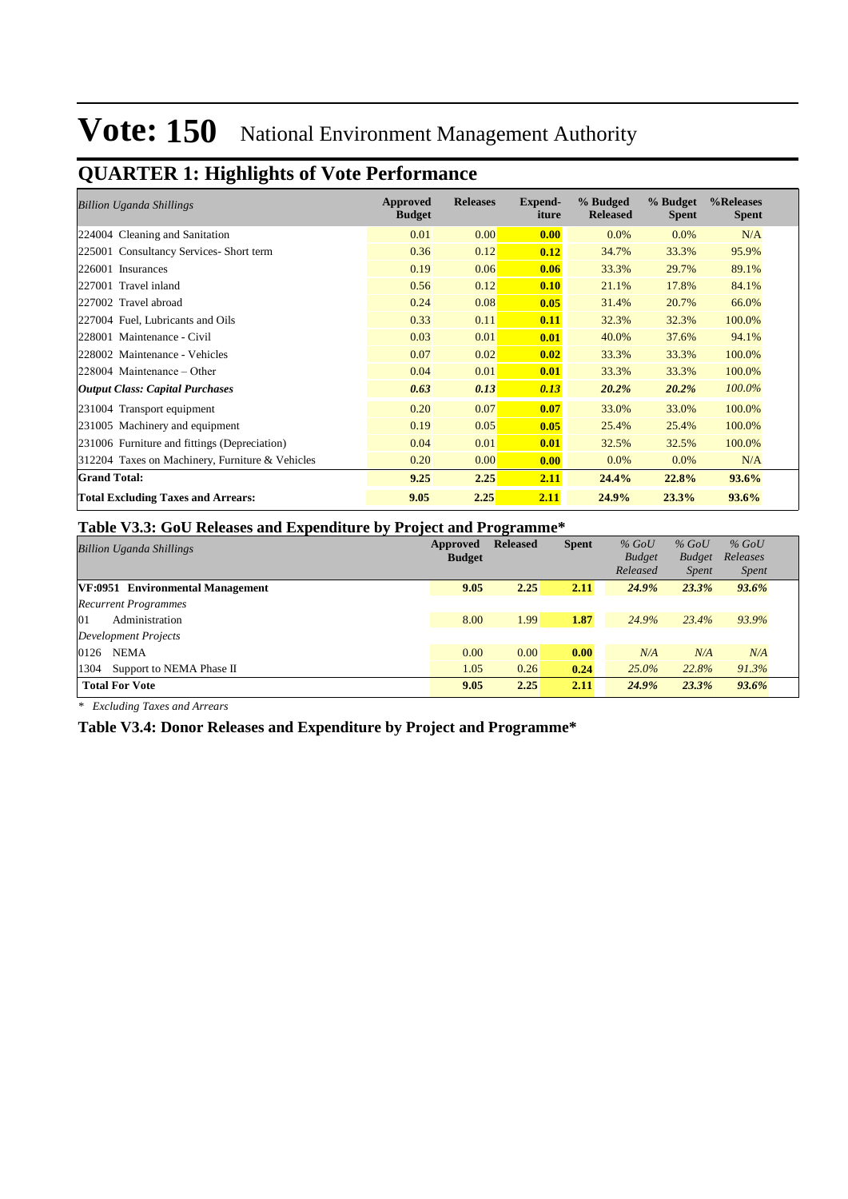# Vote: 150 National Environment Management Authority

## QUARTER 1: Highlights of Vote Performance

| *Billion Uganda Shillings* | Approved Budget | Releases | Expend-iture | % Budged Released | % Budget Spent | %Releases Spent |
|---|---|---|---|---|---|---|
| 224004 Cleaning and Sanitation | 0.01 | 0.00 | **0.00** | 0.0% | 0.0% | N/A |
| 225001 Consultancy Services- Short term | 0.36 | 0.12 | **0.12** | 34.7% | 33.3% | 95.9% |
| 226001 Insurances | 0.19 | 0.06 | **0.06** | 33.3% | 29.7% | 89.1% |
| 227001 Travel inland | 0.56 | 0.12 | **0.10** | 21.1% | 17.8% | 84.1% |
| 227002 Travel abroad | 0.24 | 0.08 | **0.05** | 31.4% | 20.7% | 66.0% |
| 227004 Fuel, Lubricants and Oils | 0.33 | 0.11 | **0.11** | 32.3% | 32.3% | 100.0% |
| 228001 Maintenance - Civil | 0.03 | 0.01 | **0.01** | 40.0% | 37.6% | 94.1% |
| 228002 Maintenance - Vehicles | 0.07 | 0.02 | **0.02** | 33.3% | 33.3% | 100.0% |
| 228004 Maintenance – Other | 0.04 | 0.01 | **0.01** | 33.3% | 33.3% | 100.0% |
| ***Output Class: Capital Purchases*** | ***0.63*** | ***0.13*** | ***0.13*** | ***20.2%*** | ***20.2%*** | *100.0%* |
| 231004 Transport equipment | 0.20 | 0.07 | **0.07** | 33.0% | 33.0% | 100.0% |
| 231005 Machinery and equipment | 0.19 | 0.05 | **0.05** | 25.4% | 25.4% | 100.0% |
| 231006 Furniture and fittings (Depreciation) | 0.04 | 0.01 | **0.01** | 32.5% | 32.5% | 100.0% |
| 312204 Taxes on Machinery, Furniture & Vehicles | 0.20 | 0.00 | **0.00** | 0.0% | 0.0% | N/A |
| **Grand Total:** | **9.25** | **2.25** | **2.11** | **24.4%** | **22.8%** | **93.6%** |
| **Total Excluding Taxes and Arrears:** | **9.05** | **2.25** | **2.11** | **24.9%** | **23.3%** | **93.6%** |

### Table V3.3: GoU Releases and Expenditure by Project and Programme*

| *Billion Uganda Shillings* | Approved Budget | Released | Spent | *% GoU Budget Released* | *% GoU Budget Spent* | *% GoU Releases Spent* |
|---|---|---|---|---|---|---|
| **VF:0951 Environmental Management** | **9.05** | **2.25** | **2.11** | ***24.9%*** | ***23.3%*** | ***93.6%*** |
| *Recurrent Programmes* | | | | | | |
| 01 Administration | 8.00 | 1.99 | **1.87** | *24.9%* | *23.4%* | *93.9%* |
| *Development Projects* | | | | | | |
| 0126 NEMA | 0.00 | 0.00 | **0.00** | *N/A* | *N/A* | *N/A* |
| 1304 Support to NEMA Phase II | 1.05 | 0.26 | **0.24** | *25.0%* | *22.8%* | *91.3%* |
| **Total For Vote** | **9.05** | **2.25** | **2.11** | ***24.9%*** | ***23.3%*** | ***93.6%*** |

*\* Excluding Taxes and Arrears*

### Table V3.4: Donor Releases and Expenditure by Project and Programme*